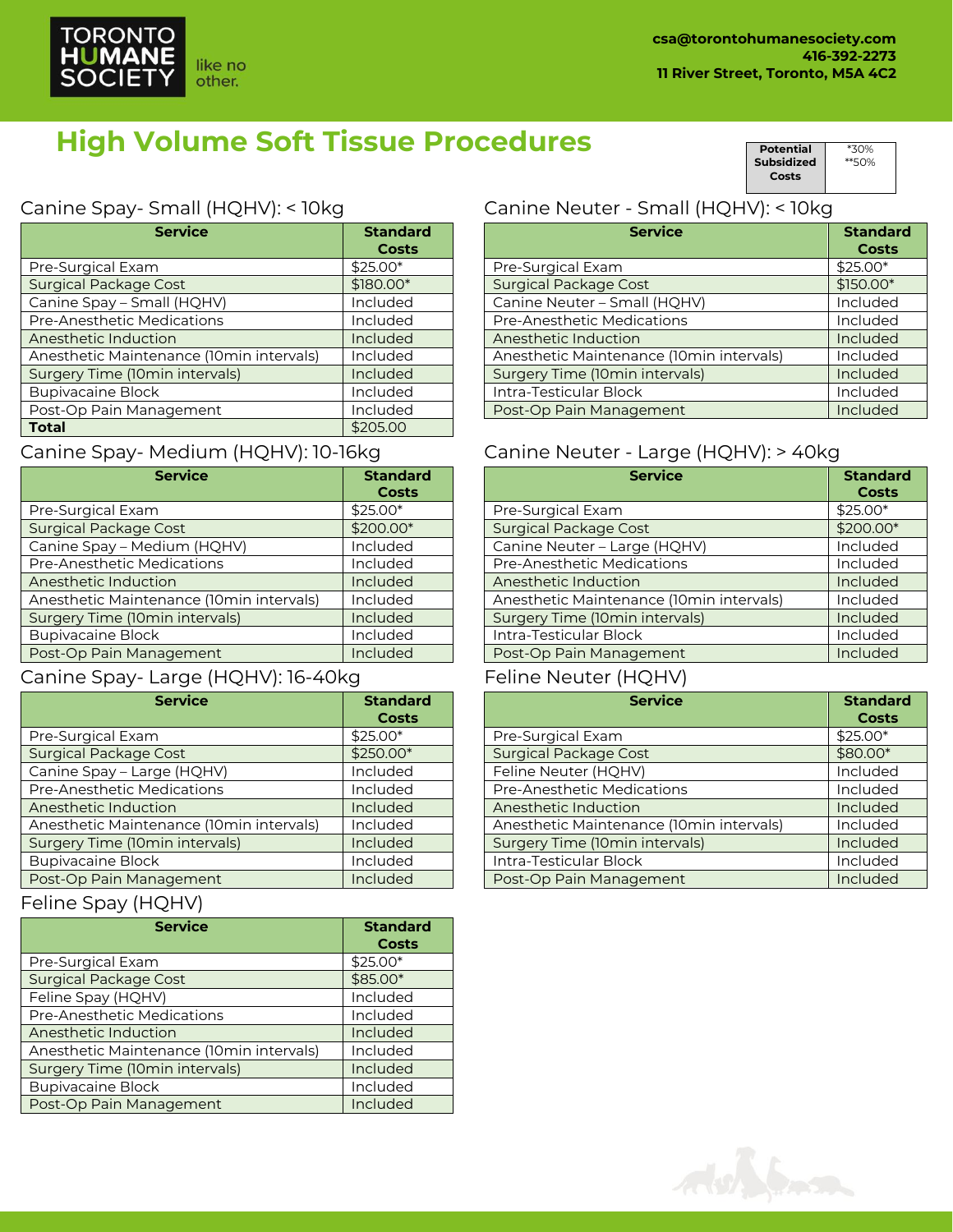TORONTO HUMANE SOCIETY like no other.

csa@torontohumanesociety.com
416-392-2273
11 River Street, Toronto, M5A 4C2

# High Volume Soft Tissue Procedures

| Potential Subsidized Costs | *30%<br>**50% |
|---|---|

## Canine Spay- Small (HQHV): < 10kg

| Service | Standard Costs |
|---|---|
| Pre-Surgical Exam | $25.00* |
| Surgical Package Cost | $180.00* |
| Canine Spay – Small (HQHV) | Included |
| Pre-Anesthetic Medications | Included |
| Anesthetic Induction | Included |
| Anesthetic Maintenance (10min intervals) | Included |
| Surgery Time (10min intervals) | Included |
| Bupivacaine Block | Included |
| Post-Op Pain Management | Included |
| **Total** | $205.00 |

## Canine Spay- Medium (HQHV): 10-16kg

| Service | Standard Costs |
|---|---|
| Pre-Surgical Exam | $25.00* |
| Surgical Package Cost | $200.00* |
| Canine Spay – Medium (HQHV) | Included |
| Pre-Anesthetic Medications | Included |
| Anesthetic Induction | Included |
| Anesthetic Maintenance (10min intervals) | Included |
| Surgery Time (10min intervals) | Included |
| Bupivacaine Block | Included |
| Post-Op Pain Management | Included |

## Canine Spay- Large (HQHV): 16-40kg

| Service | Standard Costs |
|---|---|
| Pre-Surgical Exam | $25.00* |
| Surgical Package Cost | $250.00* |
| Canine Spay – Large (HQHV) | Included |
| Pre-Anesthetic Medications | Included |
| Anesthetic Induction | Included |
| Anesthetic Maintenance (10min intervals) | Included |
| Surgery Time (10min intervals) | Included |
| Bupivacaine Block | Included |
| Post-Op Pain Management | Included |

## Feline Spay (HQHV)

| Service | Standard Costs |
|---|---|
| Pre-Surgical Exam | $25.00* |
| Surgical Package Cost | $85.00* |
| Feline Spay (HQHV) | Included |
| Pre-Anesthetic Medications | Included |
| Anesthetic Induction | Included |
| Anesthetic Maintenance (10min intervals) | Included |
| Surgery Time (10min intervals) | Included |
| Bupivacaine Block | Included |
| Post-Op Pain Management | Included |

## Canine Neuter - Small (HQHV): < 10kg

| Service | Standard Costs |
|---|---|
| Pre-Surgical Exam | $25.00* |
| Surgical Package Cost | $150.00* |
| Canine Neuter – Small (HQHV) | Included |
| Pre-Anesthetic Medications | Included |
| Anesthetic Induction | Included |
| Anesthetic Maintenance (10min intervals) | Included |
| Surgery Time (10min intervals) | Included |
| Intra-Testicular Block | Included |
| Post-Op Pain Management | Included |

## Canine Neuter - Large (HQHV): > 40kg

| Service | Standard Costs |
|---|---|
| Pre-Surgical Exam | $25.00* |
| Surgical Package Cost | $200.00* |
| Canine Neuter – Large (HQHV) | Included |
| Pre-Anesthetic Medications | Included |
| Anesthetic Induction | Included |
| Anesthetic Maintenance (10min intervals) | Included |
| Surgery Time (10min intervals) | Included |
| Intra-Testicular Block | Included |
| Post-Op Pain Management | Included |

## Feline Neuter (HQHV)

| Service | Standard Costs |
|---|---|
| Pre-Surgical Exam | $25.00* |
| Surgical Package Cost | $80.00* |
| Feline Neuter (HQHV) | Included |
| Pre-Anesthetic Medications | Included |
| Anesthetic Induction | Included |
| Anesthetic Maintenance (10min intervals) | Included |
| Surgery Time (10min intervals) | Included |
| Intra-Testicular Block | Included |
| Post-Op Pain Management | Included |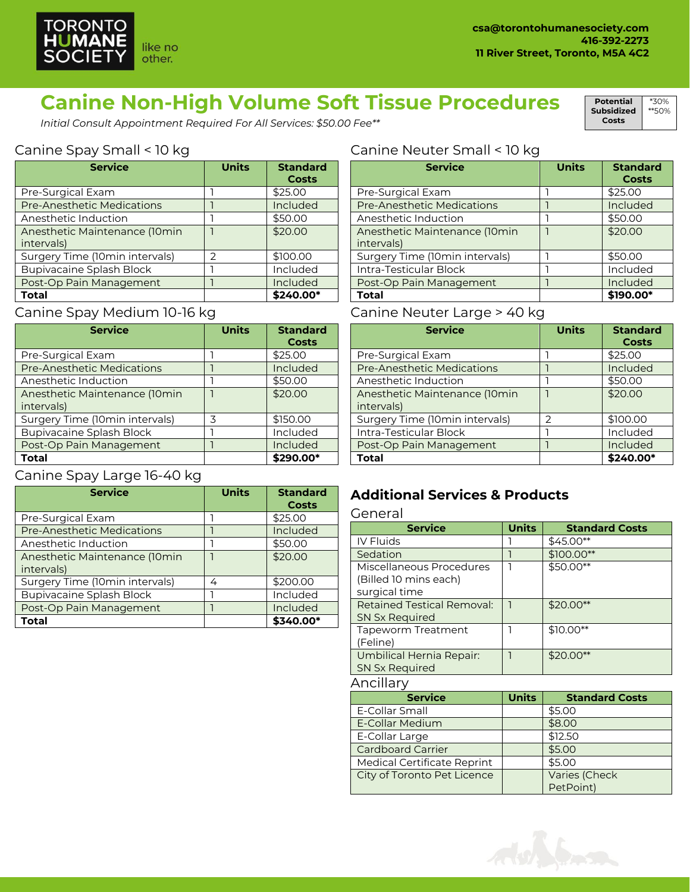TORONTO HUMANE SOCIETY like no other.

csa@torontohumanesociety.com
416-392-2273
11 River Street, Toronto, M5A 4C2

# Canine Non-High Volume Soft Tissue Procedures

*Initial Consult Appointment Required For All Services: $50.00 Fee***

| Potential Subsidized Costs | *30% **50% |
|---|---|

## Canine Spay Small < 10 kg

| Service | Units | Standard Costs |
|---|---|---|
| Pre-Surgical Exam | 1 | $25.00 |
| Pre-Anesthetic Medications | 1 | Included |
| Anesthetic Induction | 1 | $50.00 |
| Anesthetic Maintenance (10min intervals) | 1 | $20.00 |
| Surgery Time (10min intervals) | 2 | $100.00 |
| Bupivacaine Splash Block | 1 | Included |
| Post-Op Pain Management | 1 | Included |
| **Total** | | **$240.00*** |

## Canine Spay Medium 10-16 kg

| Service | Units | Standard Costs |
|---|---|---|
| Pre-Surgical Exam | 1 | $25.00 |
| Pre-Anesthetic Medications | 1 | Included |
| Anesthetic Induction | 1 | $50.00 |
| Anesthetic Maintenance (10min intervals) | 1 | $20.00 |
| Surgery Time (10min intervals) | 3 | $150.00 |
| Bupivacaine Splash Block | 1 | Included |
| Post-Op Pain Management | 1 | Included |
| **Total** | | **$290.00*** |

## Canine Spay Large 16-40 kg

| Service | Units | Standard Costs |
|---|---|---|
| Pre-Surgical Exam | 1 | $25.00 |
| Pre-Anesthetic Medications | 1 | Included |
| Anesthetic Induction | 1 | $50.00 |
| Anesthetic Maintenance (10min intervals) | 1 | $20.00 |
| Surgery Time (10min intervals) | 4 | $200.00 |
| Bupivacaine Splash Block | 1 | Included |
| Post-Op Pain Management | 1 | Included |
| **Total** | | **$340.00*** |

## Canine Neuter Small < 10 kg

| Service | Units | Standard Costs |
|---|---|---|
| Pre-Surgical Exam | 1 | $25.00 |
| Pre-Anesthetic Medications | 1 | Included |
| Anesthetic Induction | 1 | $50.00 |
| Anesthetic Maintenance (10min intervals) | 1 | $20.00 |
| Surgery Time (10min intervals) | 1 | $50.00 |
| Intra-Testicular Block | 1 | Included |
| Post-Op Pain Management | 1 | Included |
| **Total** | | **$190.00*** |

## Canine Neuter Large > 40 kg

| Service | Units | Standard Costs |
|---|---|---|
| Pre-Surgical Exam | 1 | $25.00 |
| Pre-Anesthetic Medications | 1 | Included |
| Anesthetic Induction | 1 | $50.00 |
| Anesthetic Maintenance (10min intervals) | 1 | $20.00 |
| Surgery Time (10min intervals) | 2 | $100.00 |
| Intra-Testicular Block | 1 | Included |
| Post-Op Pain Management | 1 | Included |
| **Total** | | **$240.00*** |

## Additional Services & Products

### General

| Service | Units | Standard Costs |
|---|---|---|
| IV Fluids | 1 | $45.00** |
| Sedation | 1 | $100.00** |
| Miscellaneous Procedures (Billed 10 mins each) surgical time | 1 | $50.00** |
| Retained Testical Removal: SN Sx Required | 1 | $20.00** |
| Tapeworm Treatment (Feline) | 1 | $10.00** |
| Umbilical Hernia Repair: SN Sx Required | 1 | $20.00** |

### Ancillary

| Service | Units | Standard Costs |
|---|---|---|
| E-Collar Small | | $5.00 |
| E-Collar Medium | | $8.00 |
| E-Collar Large | | $12.50 |
| Cardboard Carrier | | $5.00 |
| Medical Certificate Reprint | | $5.00 |
| City of Toronto Pet Licence | | Varies (Check PetPoint) |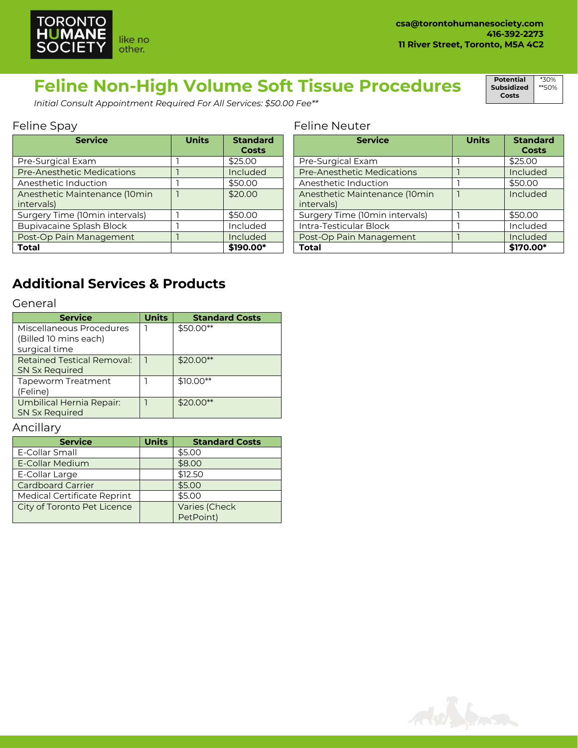TORONTO HUMANE SOCIETY like no other.

csa@torontohumanesociety.com
416-392-2273
11 River Street, Toronto, M5A 4C2

# Feline Non-High Volume Soft Tissue Procedures

| Potential Subsidized Costs | *30% **50% |
|---|---|

*Initial Consult Appointment Required For All Services: $50.00 Fee***

### Feline Spay

| Service | Units | Standard Costs |
|---|---|---|
| Pre-Surgical Exam | 1 | $25.00 |
| Pre-Anesthetic Medications | 1 | Included |
| Anesthetic Induction | 1 | $50.00 |
| Anesthetic Maintenance (10min intervals) | 1 | $20.00 |
| Surgery Time (10min intervals) | 1 | $50.00 |
| Bupivacaine Splash Block | 1 | Included |
| Post-Op Pain Management | 1 | Included |
| **Total** | | **$190.00*** |

### Feline Neuter

| Service | Units | Standard Costs |
|---|---|---|
| Pre-Surgical Exam | 1 | $25.00 |
| Pre-Anesthetic Medications | 1 | Included |
| Anesthetic Induction | 1 | $50.00 |
| Anesthetic Maintenance (10min intervals) | 1 | Included |
| Surgery Time (10min intervals) | 1 | $50.00 |
| Intra-Testicular Block | 1 | Included |
| Post-Op Pain Management | 1 | Included |
| **Total** | | **$170.00*** |

## Additional Services & Products

### General

| Service | Units | Standard Costs |
|---|---|---|
| Miscellaneous Procedures (Billed 10 mins each) surgical time | 1 | $50.00** |
| Retained Testical Removal: SN Sx Required | 1 | $20.00** |
| Tapeworm Treatment (Feline) | 1 | $10.00** |
| Umbilical Hernia Repair: SN Sx Required | 1 | $20.00** |

### Ancillary

| Service | Units | Standard Costs |
|---|---|---|
| E-Collar Small | | $5.00 |
| E-Collar Medium | | $8.00 |
| E-Collar Large | | $12.50 |
| Cardboard Carrier | | $5.00 |
| Medical Certificate Reprint | | $5.00 |
| City of Toronto Pet Licence | | Varies (Check PetPoint) |